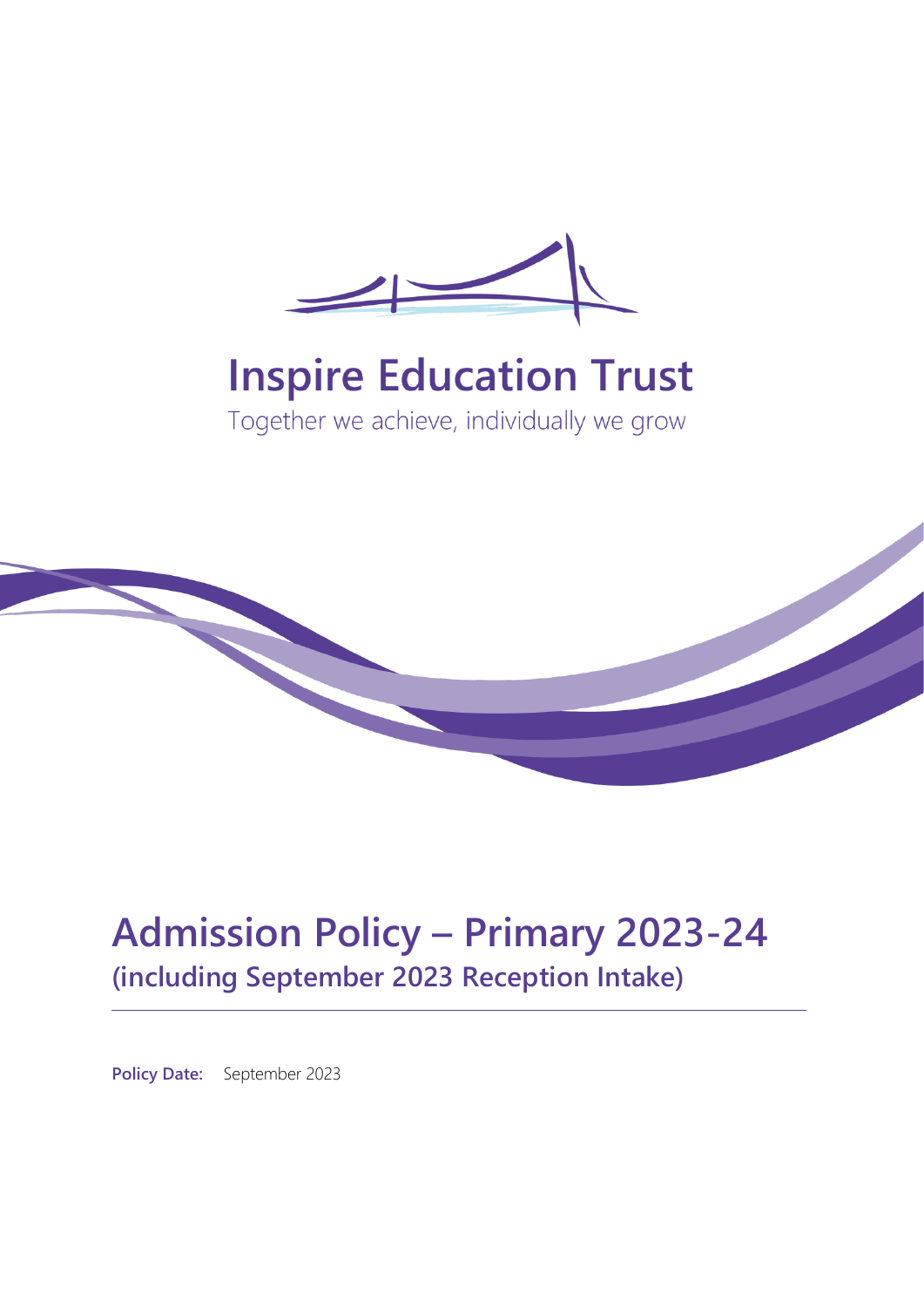# Inspire Education Trust

Together we achieve, individually we grow

# Admission Policy – Primary 2023-24

## (including September 2023 Reception Intake)

**Policy Date:** September 2023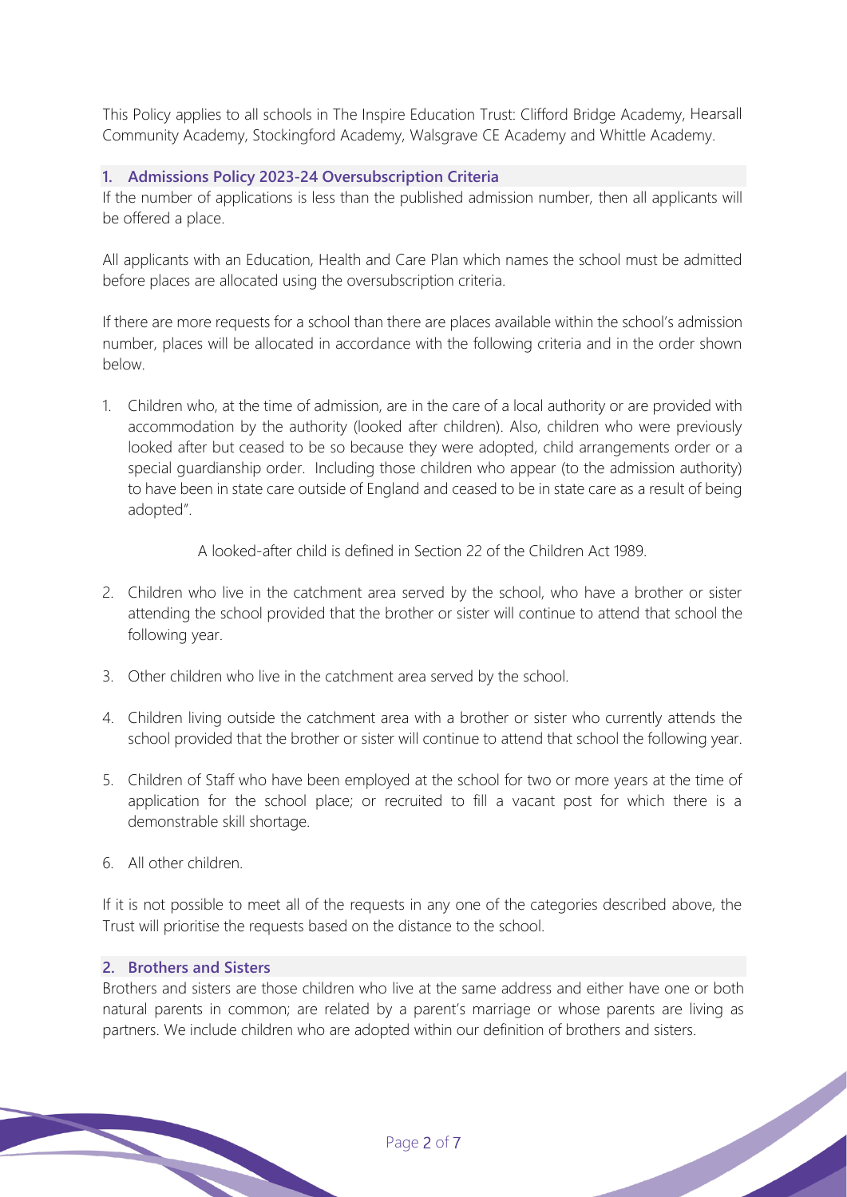This Policy applies to all schools in The Inspire Education Trust: Clifford Bridge Academy, Hearsall Community Academy, Stockingford Academy, Walsgrave CE Academy and Whittle Academy.

## 1. Admissions Policy 2023-24 Oversubscription Criteria

If the number of applications is less than the published admission number, then all applicants will be offered a place.

All applicants with an Education, Health and Care Plan which names the school must be admitted before places are allocated using the oversubscription criteria.

If there are more requests for a school than there are places available within the school's admission number, places will be allocated in accordance with the following criteria and in the order shown below.

1. Children who, at the time of admission, are in the care of a local authority or are provided with accommodation by the authority (looked after children). Also, children who were previously looked after but ceased to be so because they were adopted, child arrangements order or a special guardianship order. Including those children who appear (to the admission authority) to have been in state care outside of England and ceased to be in state care as a result of being adopted".

   A looked-after child is defined in Section 22 of the Children Act 1989.

2. Children who live in the catchment area served by the school, who have a brother or sister attending the school provided that the brother or sister will continue to attend that school the following year.
3. Other children who live in the catchment area served by the school.
4. Children living outside the catchment area with a brother or sister who currently attends the school provided that the brother or sister will continue to attend that school the following year.
5. Children of Staff who have been employed at the school for two or more years at the time of application for the school place; or recruited to fill a vacant post for which there is a demonstrable skill shortage.
6. All other children.

If it is not possible to meet all of the requests in any one of the categories described above, the Trust will prioritise the requests based on the distance to the school.

## 2. Brothers and Sisters

Brothers and sisters are those children who live at the same address and either have one or both natural parents in common; are related by a parent's marriage or whose parents are living as partners. We include children who are adopted within our definition of brothers and sisters.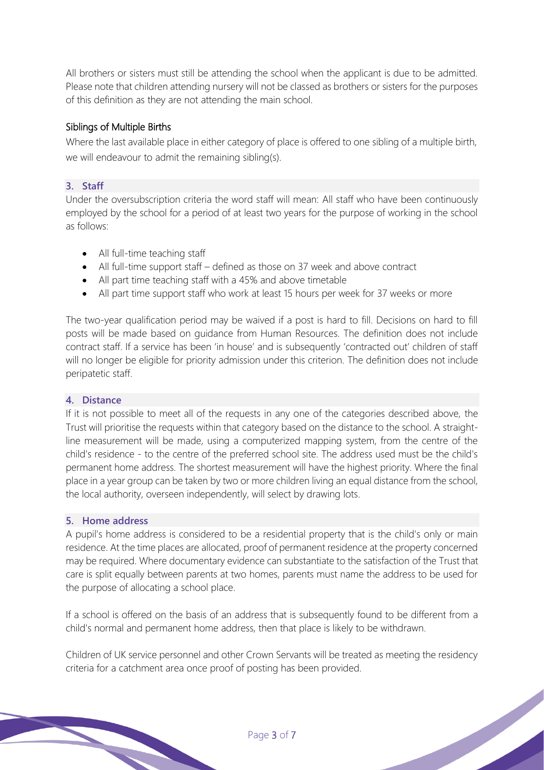All brothers or sisters must still be attending the school when the applicant is due to be admitted. Please note that children attending nursery will not be classed as brothers or sisters for the purposes of this definition as they are not attending the main school.

### Siblings of Multiple Births

Where the last available place in either category of place is offered to one sibling of a multiple birth, we will endeavour to admit the remaining sibling(s).

### 3. Staff

Under the oversubscription criteria the word staff will mean: All staff who have been continuously employed by the school for a period of at least two years for the purpose of working in the school as follows:

- All full-time teaching staff
- All full-time support staff – defined as those on 37 week and above contract
- All part time teaching staff with a 45% and above timetable
- All part time support staff who work at least 15 hours per week for 37 weeks or more

The two-year qualification period may be waived if a post is hard to fill. Decisions on hard to fill posts will be made based on guidance from Human Resources. The definition does not include contract staff. If a service has been 'in house' and is subsequently 'contracted out' children of staff will no longer be eligible for priority admission under this criterion. The definition does not include peripatetic staff.

### 4. Distance

If it is not possible to meet all of the requests in any one of the categories described above, the Trust will prioritise the requests within that category based on the distance to the school. A straight-line measurement will be made, using a computerized mapping system, from the centre of the child's residence - to the centre of the preferred school site. The address used must be the child's permanent home address. The shortest measurement will have the highest priority. Where the final place in a year group can be taken by two or more children living an equal distance from the school, the local authority, overseen independently, will select by drawing lots.

### 5. Home address

A pupil's home address is considered to be a residential property that is the child's only or main residence. At the time places are allocated, proof of permanent residence at the property concerned may be required. Where documentary evidence can substantiate to the satisfaction of the Trust that care is split equally between parents at two homes, parents must name the address to be used for the purpose of allocating a school place.

If a school is offered on the basis of an address that is subsequently found to be different from a child's normal and permanent home address, then that place is likely to be withdrawn.

Children of UK service personnel and other Crown Servants will be treated as meeting the residency criteria for a catchment area once proof of posting has been provided.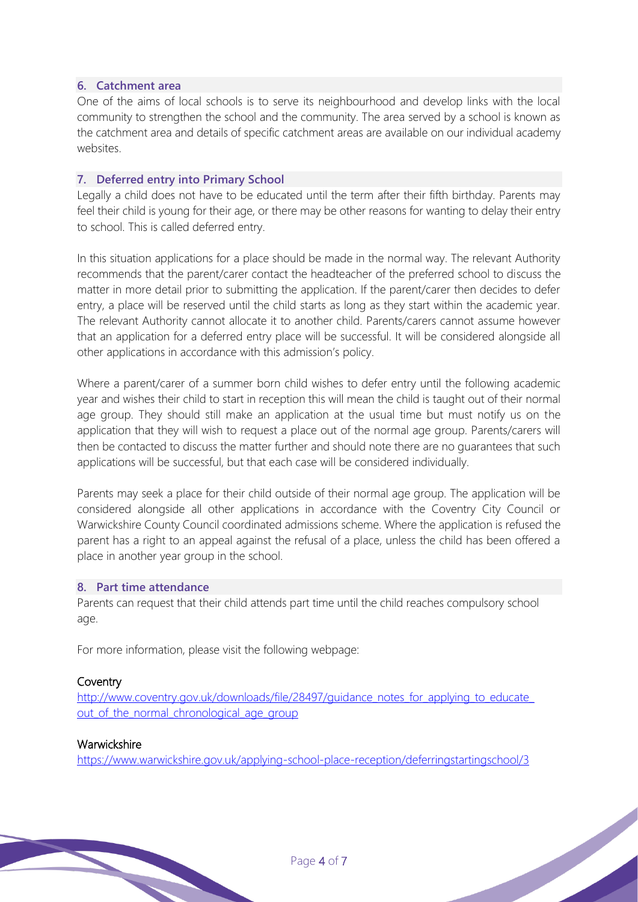## 6. Catchment area

One of the aims of local schools is to serve its neighbourhood and develop links with the local community to strengthen the school and the community. The area served by a school is known as the catchment area and details of specific catchment areas are available on our individual academy websites.

## 7. Deferred entry into Primary School

Legally a child does not have to be educated until the term after their fifth birthday. Parents may feel their child is young for their age, or there may be other reasons for wanting to delay their entry to school. This is called deferred entry.

In this situation applications for a place should be made in the normal way. The relevant Authority recommends that the parent/carer contact the headteacher of the preferred school to discuss the matter in more detail prior to submitting the application. If the parent/carer then decides to defer entry, a place will be reserved until the child starts as long as they start within the academic year. The relevant Authority cannot allocate it to another child. Parents/carers cannot assume however that an application for a deferred entry place will be successful. It will be considered alongside all other applications in accordance with this admission's policy.

Where a parent/carer of a summer born child wishes to defer entry until the following academic year and wishes their child to start in reception this will mean the child is taught out of their normal age group. They should still make an application at the usual time but must notify us on the application that they will wish to request a place out of the normal age group. Parents/carers will then be contacted to discuss the matter further and should note there are no guarantees that such applications will be successful, but that each case will be considered individually.

Parents may seek a place for their child outside of their normal age group. The application will be considered alongside all other applications in accordance with the Coventry City Council or Warwickshire County Council coordinated admissions scheme. Where the application is refused the parent has a right to an appeal against the refusal of a place, unless the child has been offered a place in another year group in the school.

## 8. Part time attendance

Parents can request that their child attends part time until the child reaches compulsory school age.

For more information, please visit the following webpage:

Coventry

[http://www.coventry.gov.uk/downloads/file/28497/guidance_notes_for_applying_to_educate_out_of_the_normal_chronological_age_group](http://www.coventry.gov.uk/downloads/file/28497/guidance_notes_for_applying_to_educate_out_of_the_normal_chronological_age_group)

Warwickshire

[https://www.warwickshire.gov.uk/applying-school-place-reception/deferringstartingschool/3](https://www.warwickshire.gov.uk/applying-school-place-reception/deferringstartingschool/3)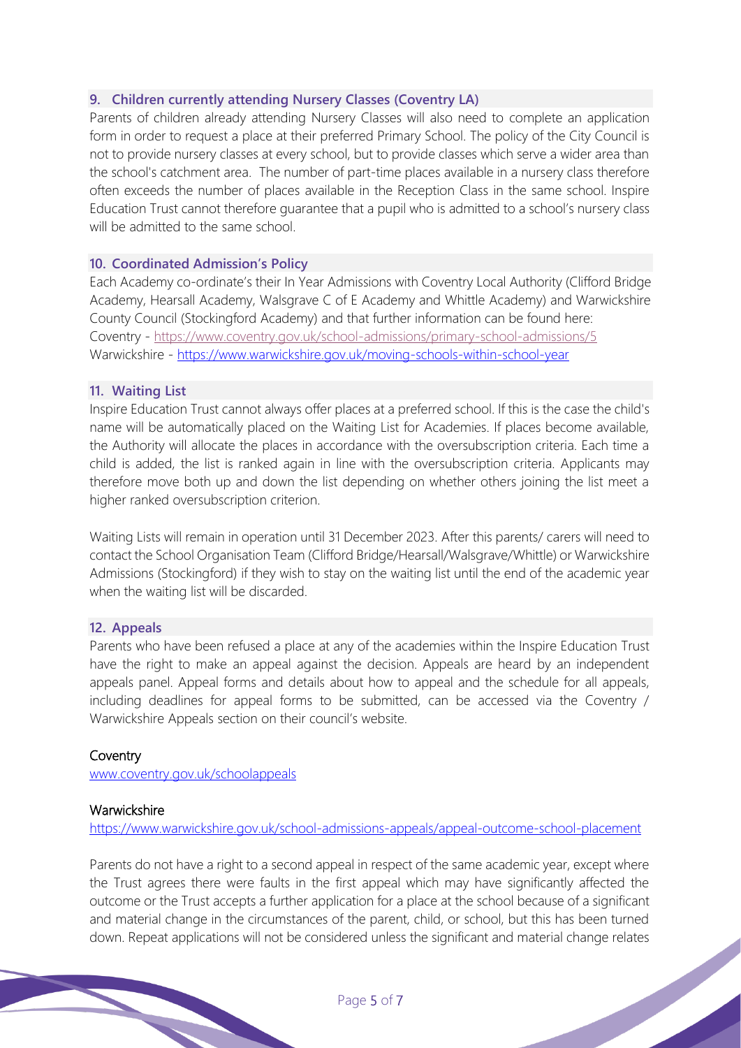## 9. Children currently attending Nursery Classes (Coventry LA)

Parents of children already attending Nursery Classes will also need to complete an application form in order to request a place at their preferred Primary School. The policy of the City Council is not to provide nursery classes at every school, but to provide classes which serve a wider area than the school's catchment area. The number of part-time places available in a nursery class therefore often exceeds the number of places available in the Reception Class in the same school. Inspire Education Trust cannot therefore guarantee that a pupil who is admitted to a school's nursery class will be admitted to the same school.

## 10. Coordinated Admission's Policy

Each Academy co-ordinate's their In Year Admissions with Coventry Local Authority (Clifford Bridge Academy, Hearsall Academy, Walsgrave C of E Academy and Whittle Academy) and Warwickshire County Council (Stockingford Academy) and that further information can be found here:
Coventry - https://www.coventry.gov.uk/school-admissions/primary-school-admissions/5
Warwickshire - https://www.warwickshire.gov.uk/moving-schools-within-school-year

## 11. Waiting List

Inspire Education Trust cannot always offer places at a preferred school. If this is the case the child's name will be automatically placed on the Waiting List for Academies. If places become available, the Authority will allocate the places in accordance with the oversubscription criteria. Each time a child is added, the list is ranked again in line with the oversubscription criteria. Applicants may therefore move both up and down the list depending on whether others joining the list meet a higher ranked oversubscription criterion.

Waiting Lists will remain in operation until 31 December 2023. After this parents/ carers will need to contact the School Organisation Team (Clifford Bridge/Hearsall/Walsgrave/Whittle) or Warwickshire Admissions (Stockingford) if they wish to stay on the waiting list until the end of the academic year when the waiting list will be discarded.

## 12. Appeals

Parents who have been refused a place at any of the academies within the Inspire Education Trust have the right to make an appeal against the decision. Appeals are heard by an independent appeals panel. Appeal forms and details about how to appeal and the schedule for all appeals, including deadlines for appeal forms to be submitted, can be accessed via the Coventry / Warwickshire Appeals section on their council's website.

**Coventry**
www.coventry.gov.uk/schoolappeals

**Warwickshire**
https://www.warwickshire.gov.uk/school-admissions-appeals/appeal-outcome-school-placement

Parents do not have a right to a second appeal in respect of the same academic year, except where the Trust agrees there were faults in the first appeal which may have significantly affected the outcome or the Trust accepts a further application for a place at the school because of a significant and material change in the circumstances of the parent, child, or school, but this has been turned down. Repeat applications will not be considered unless the significant and material change relates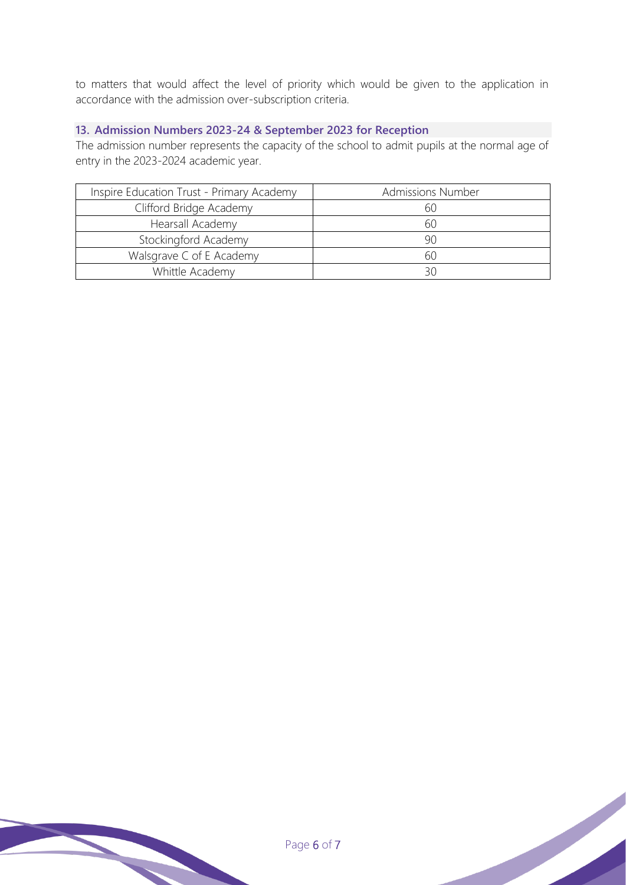to matters that would affect the level of priority which would be given to the application in accordance with the admission over-subscription criteria.

## 13. Admission Numbers 2023-24 & September 2023 for Reception

The admission number represents the capacity of the school to admit pupils at the normal age of entry in the 2023-2024 academic year.

| Inspire Education Trust - Primary Academy | Admissions Number |
|---|---|
| Clifford Bridge Academy | 60 |
| Hearsall Academy | 60 |
| Stockingford Academy | 90 |
| Walsgrave C of E Academy | 60 |
| Whittle Academy | 30 |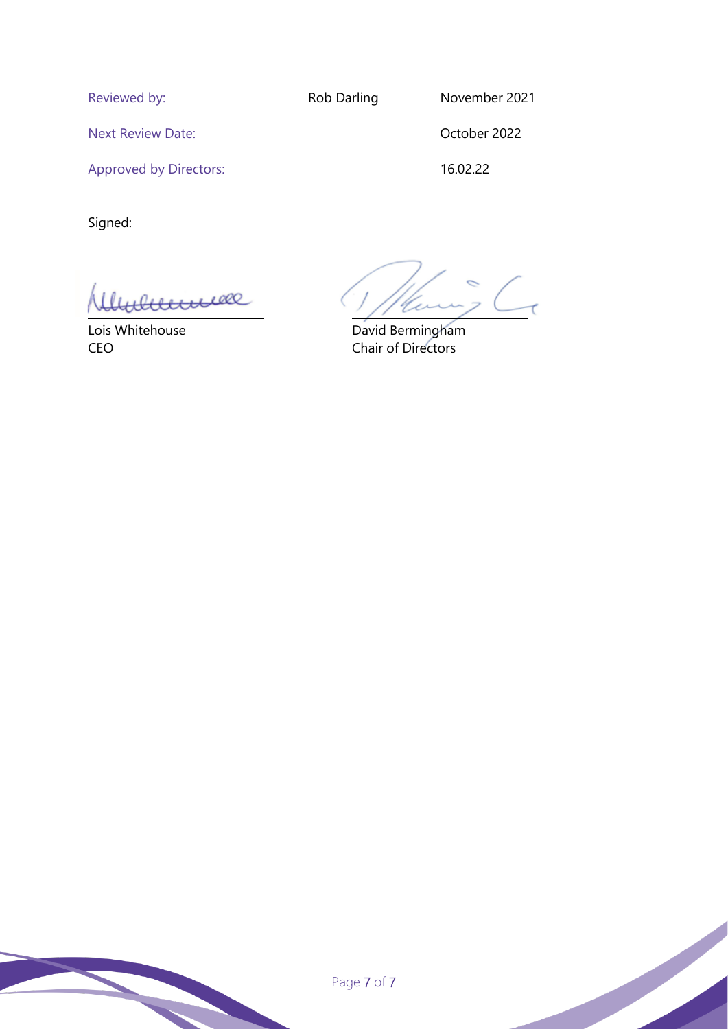| | | |
|---|---|---|
| Reviewed by: | Rob Darling | November 2021 |
| Next Review Date: | | October 2022 |
| Approved by Directors: | | 16.02.22 |

Signed:

| | |
|---|---|
| Lois Whitehouse | David Bermingham |
| CEO | Chair of Directors |